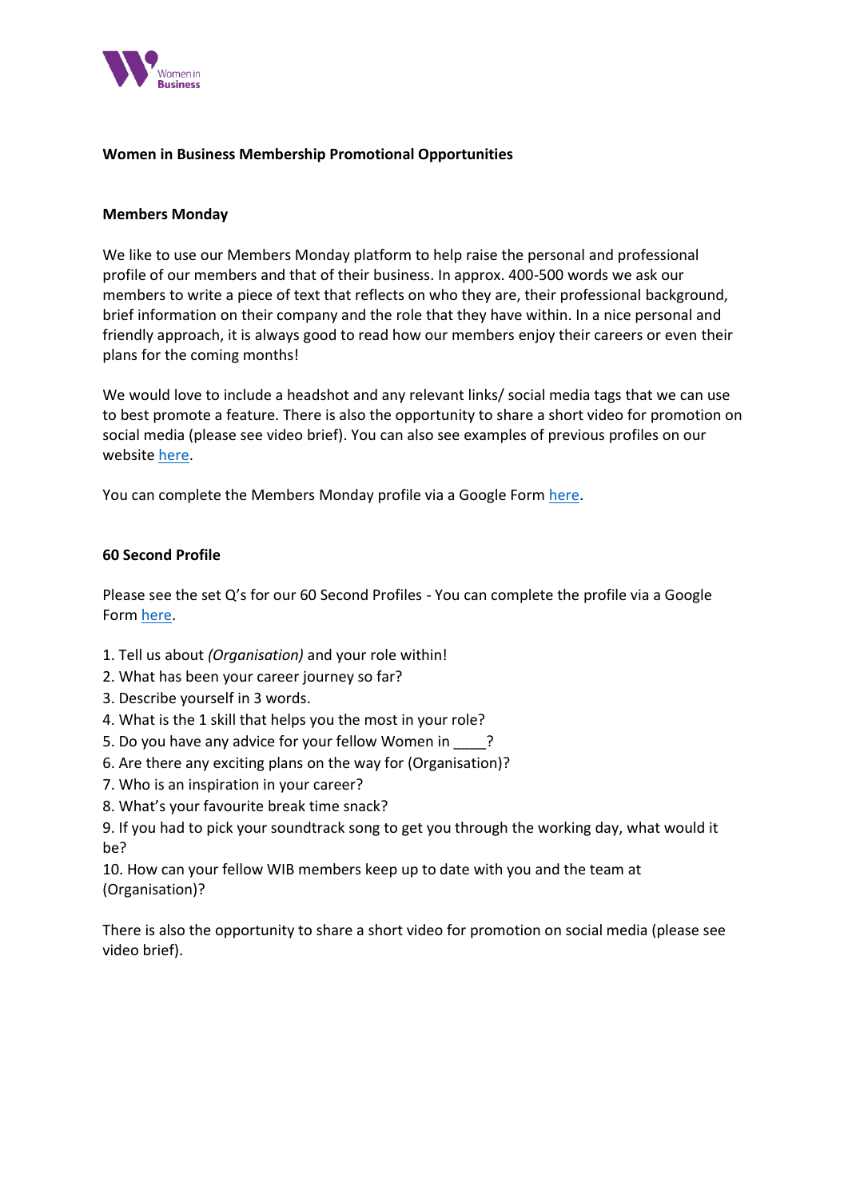## Women in Business Membership Promotional Opportunities

### Members Monday

We like to use our Members Monday platform to help raise the personal and professional profile of our members and that of their business. In approx. 400-500 words we ask our members to write a piece of text that reflects on who they are, their professional background, brief information on their company and the role that they have within. In a nice personal and friendly approach, it is always good to read how our members enjoy their careers or even their plans for the coming months!

We would love to include a headshot and any relevant links/ social media tags that we can use to best promote a feature. There is also the opportunity to share a short video for promotion on social media (please see video brief). You can also see examples of previous profiles on our website here.

You can complete the Members Monday profile via a Google Form here.

### 60 Second Profile

Please see the set Q's for our 60 Second Profiles - You can complete the profile via a Google Form here.

1. Tell us about *(Organisation)* and your role within!
2. What has been your career journey so far?
3. Describe yourself in 3 words.
4. What is the 1 skill that helps you the most in your role?
5. Do you have any advice for your fellow Women in ____?
6. Are there any exciting plans on the way for (Organisation)?
7. Who is an inspiration in your career?
8. What's your favourite break time snack?
9. If you had to pick your soundtrack song to get you through the working day, what would it be?
10. How can your fellow WIB members keep up to date with you and the team at (Organisation)?

There is also the opportunity to share a short video for promotion on social media (please see video brief).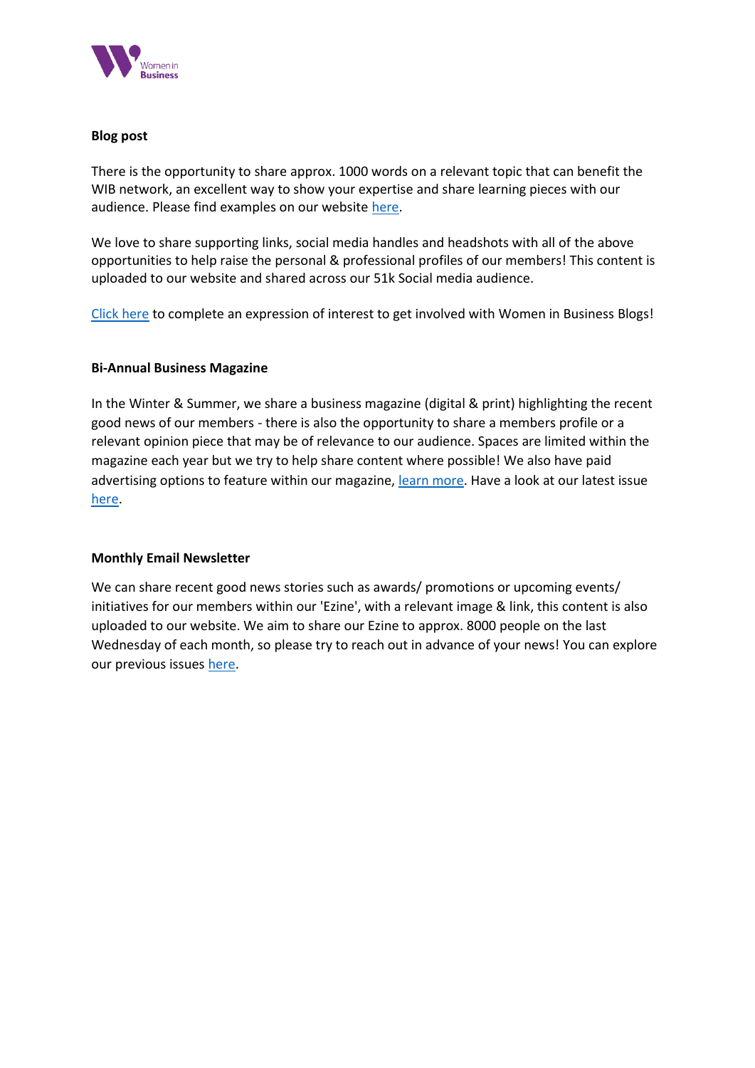**Blog post**

There is the opportunity to share approx. 1000 words on a relevant topic that can benefit the WIB network, an excellent way to show your expertise and share learning pieces with our audience. Please find examples on our website here.

We love to share supporting links, social media handles and headshots with all of the above opportunities to help raise the personal & professional profiles of our members! This content is uploaded to our website and shared across our 51k Social media audience.

Click here to complete an expression of interest to get involved with Women in Business Blogs!

**Bi-Annual Business Magazine**

In the Winter & Summer, we share a business magazine (digital & print) highlighting the recent good news of our members - there is also the opportunity to share a members profile or a relevant opinion piece that may be of relevance to our audience. Spaces are limited within the magazine each year but we try to help share content where possible! We also have paid advertising options to feature within our magazine, learn more. Have a look at our latest issue here.

**Monthly Email Newsletter**

We can share recent good news stories such as awards/ promotions or upcoming events/ initiatives for our members within our 'Ezine', with a relevant image & link, this content is also uploaded to our website. We aim to share our Ezine to approx. 8000 people on the last Wednesday of each month, so please try to reach out in advance of your news! You can explore our previous issues here.